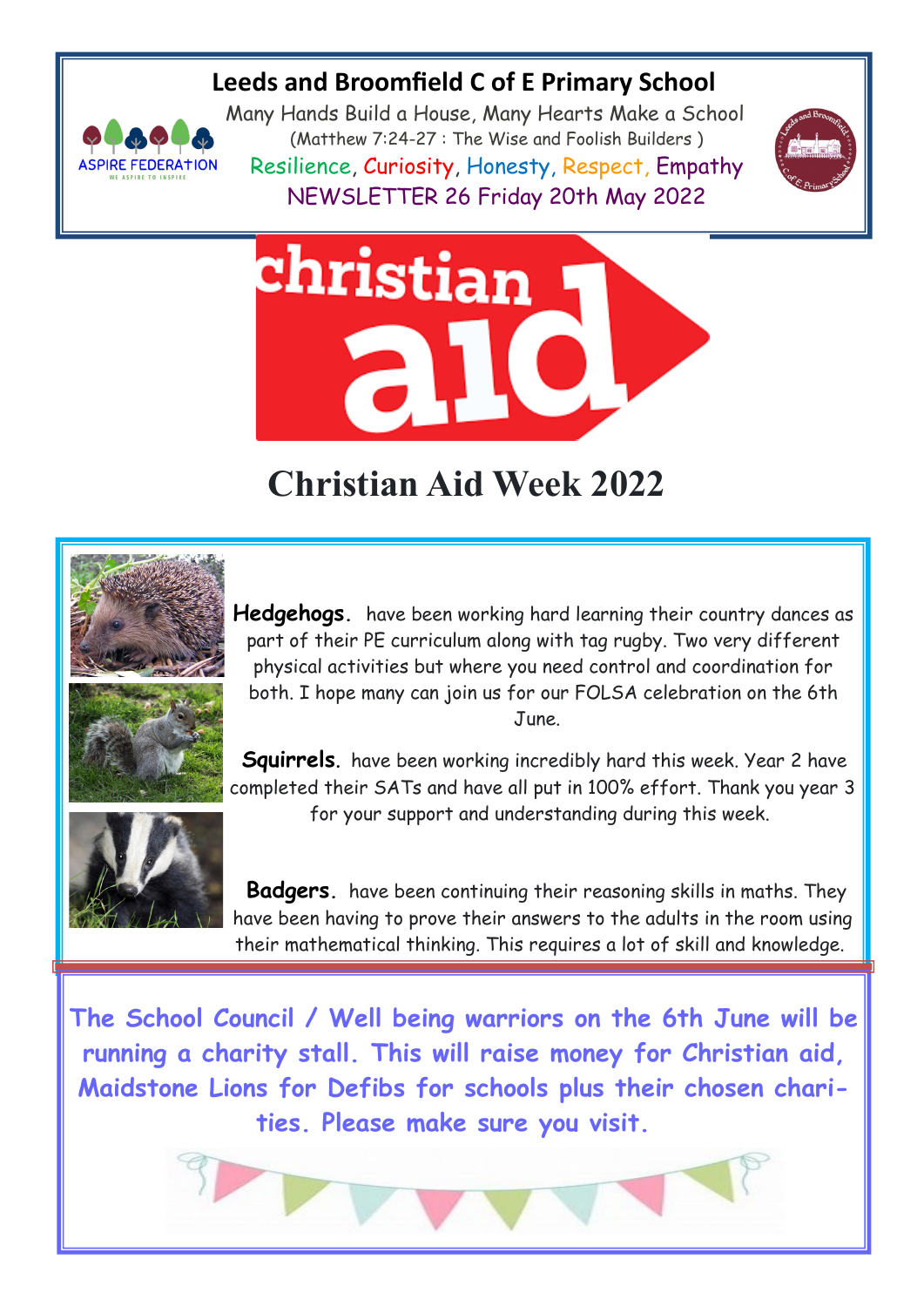# Leeds and Broomfield C of E Primary School

Many Hands Build a House, Many Hearts Make a School

(Matthew 7:24-27 : The Wise and Foolish Builders )

Resilience, Curiosity, Honesty, Respect, Empathy

NEWSLETTER 26 Friday 20th May 2022

## Christian Aid Week 2022

**Hedgehogs.** have been working hard learning their country dances as part of their PE curriculum along with tag rugby. Two very different physical activities but where you need control and coordination for both. I hope many can join us for our FOLSA celebration on the 6th June.

**Squirrels.** have been working incredibly hard this week. Year 2 have completed their SATs and have all put in 100% effort. Thank you year 3 for your support and understanding during this week.

**Badgers.** have been continuing their reasoning skills in maths. They have been having to prove their answers to the adults in the room using their mathematical thinking. This requires a lot of skill and knowledge.

**The School Council / Well being warriors on the 6th June will be running a charity stall. This will raise money for Christian aid, Maidstone Lions for Defibs for schools plus their chosen charities. Please make sure you visit.**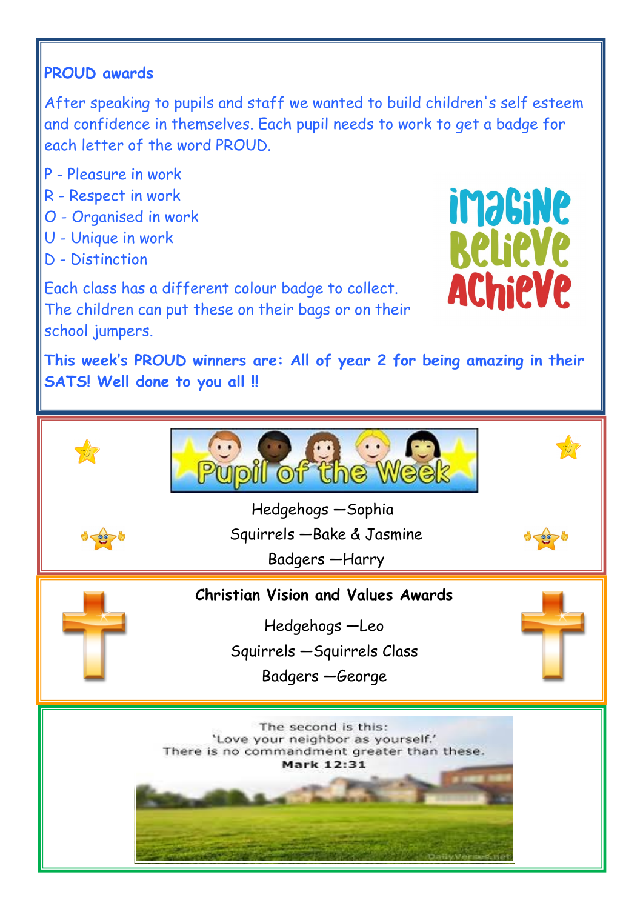## PROUD awards

After speaking to pupils and staff we wanted to build children's self esteem and confidence in themselves. Each pupil needs to work to get a badge for each letter of the word PROUD.

P - Pleasure in work
R - Respect in work
O - Organised in work
U - Unique in work
D - Distinction

Each class has a different colour badge to collect. The children can put these on their bags or on their school jumpers.

Imagine Believe Achieve

**This week's PROUD winners are: All of year 2 for being amazing in their SATS! Well done to you all ‼**

## Pupil of the Week

Hedgehogs —Sophia
Squirrels —Bake & Jasmine
Badgers —Harry

## Christian Vision and Values Awards

Hedgehogs —Leo
Squirrels —Squirrels Class
Badgers —George

The second is this:
'Love your neighbor as yourself.'
There is no commandment greater than these.
**Mark 12:31**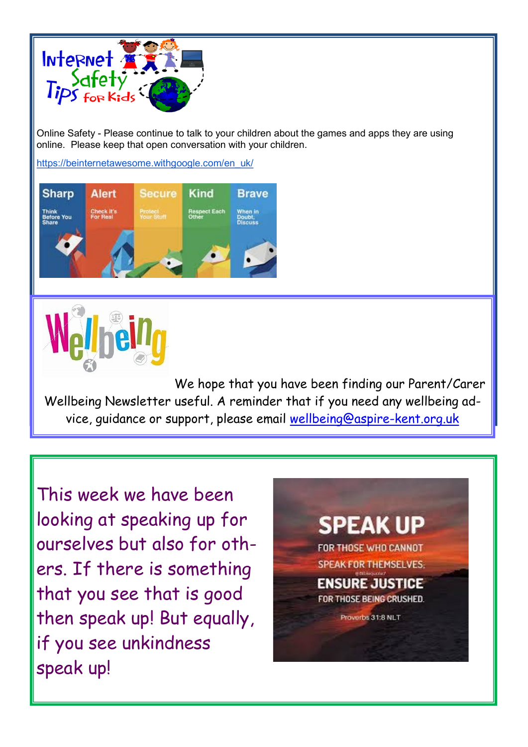# Internet Safety Tips for Kids

Online Safety - Please continue to talk to your children about the games and apps they are using online. Please keep that open conversation with your children.

https://beinternetawesome.withgoogle.com/en_uk/

| Sharp | Alert | Secure | Kind | Brave |
|---|---|---|---|---|
| Think Before You Share | Check it's For Real | Protect Your Stuff | Respect Each Other | When in Doubt, Discuss |

# Wellbeing

We hope that you have been finding our Parent/Carer Wellbeing Newsletter useful. A reminder that if you need any wellbeing advice, guidance or support, please email wellbeing@aspire-kent.org.uk

This week we have been looking at speaking up for ourselves but also for others. If there is something that you see that is good then speak up! But equally, if you see unkindness speak up!

**SPEAK UP**
FOR THOSE WHO CANNOT SPEAK FOR THEMSELVES.
**ENSURE JUSTICE**
FOR THOSE BEING CRUSHED.
Proverbs 31:8 NLT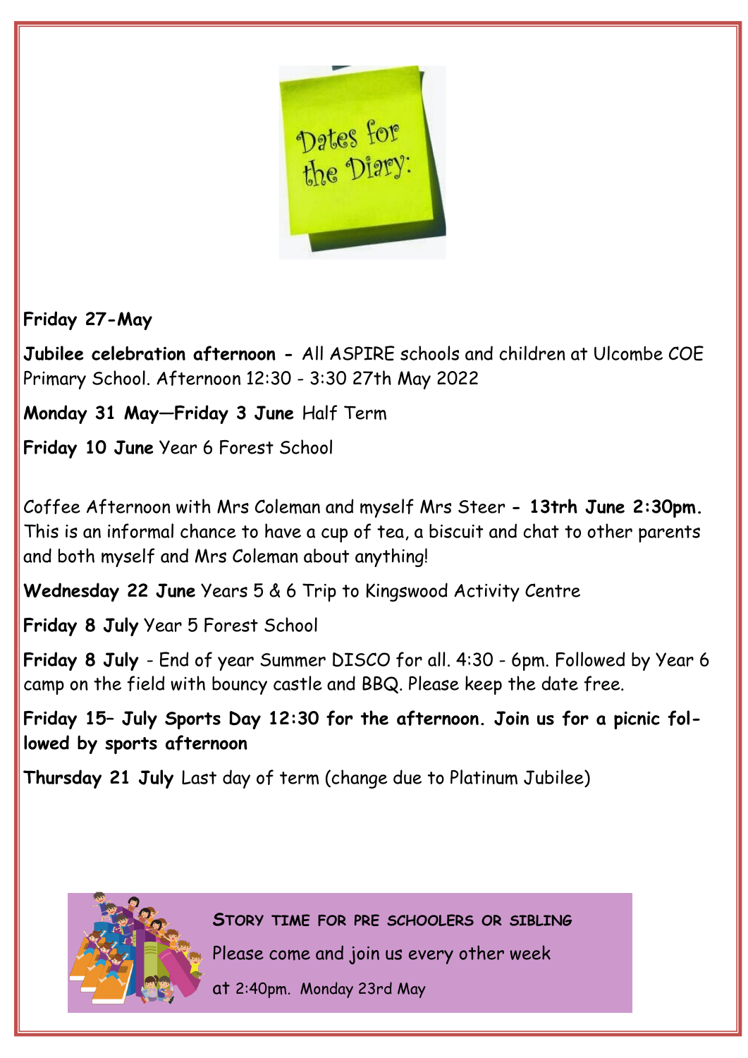Dates for the Diary:

**Friday 27-May**

**Jubilee celebration afternoon -** All ASPIRE schools and children at Ulcombe COE Primary School. Afternoon 12:30 - 3:30 27th May 2022

**Monday 31 May—Friday 3 June** Half Term

**Friday 10 June** Year 6 Forest School

Coffee Afternoon with Mrs Coleman and myself Mrs Steer **- 13trh June 2:30pm.** This is an informal chance to have a cup of tea, a biscuit and chat to other parents and both myself and Mrs Coleman about anything!

**Wednesday 22 June** Years 5 & 6 Trip to Kingswood Activity Centre

**Friday 8 July** Year 5 Forest School

**Friday 8 July** - End of year Summer DISCO for all. 4:30 - 6pm. Followed by Year 6 camp on the field with bouncy castle and BBQ. Please keep the date free.

**Friday 15– July Sports Day 12:30 for the afternoon. Join us for a picnic followed by sports afternoon**

**Thursday 21 July** Last day of term (change due to Platinum Jubilee)

**STORY TIME FOR PRE SCHOOLERS OR SIBLING**

Please come and join us every other week

at 2:40pm. Monday 23rd May